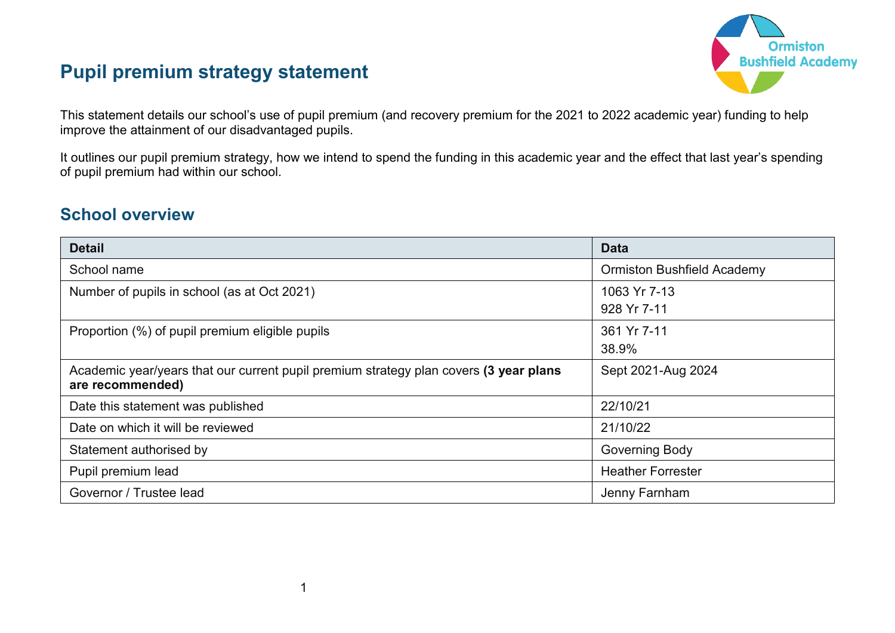# Pupil premium strategy statement

This statement details our school's use of pupil premium (and recovery premium for the 2021 to 2022 academic year) funding to help improve the attainment of our disadvantaged pupils.

It outlines our pupil premium strategy, how we intend to spend the funding in this academic year and the effect that last year's spending of pupil premium had within our school.

## School overview

| Detail | Data |
|---|---|
| School name | Ormiston Bushfield Academy |
| Number of pupils in school (as at Oct 2021) | 1063 Yr 7-13<br>928 Yr 7-11 |
| Proportion (%) of pupil premium eligible pupils | 361 Yr 7-11<br>38.9% |
| Academic year/years that our current pupil premium strategy plan covers **(3 year plans are recommended)** | Sept 2021-Aug 2024 |
| Date this statement was published | 22/10/21 |
| Date on which it will be reviewed | 21/10/22 |
| Statement authorised by | Governing Body |
| Pupil premium lead | Heather Forrester |
| Governor / Trustee lead | Jenny Farnham |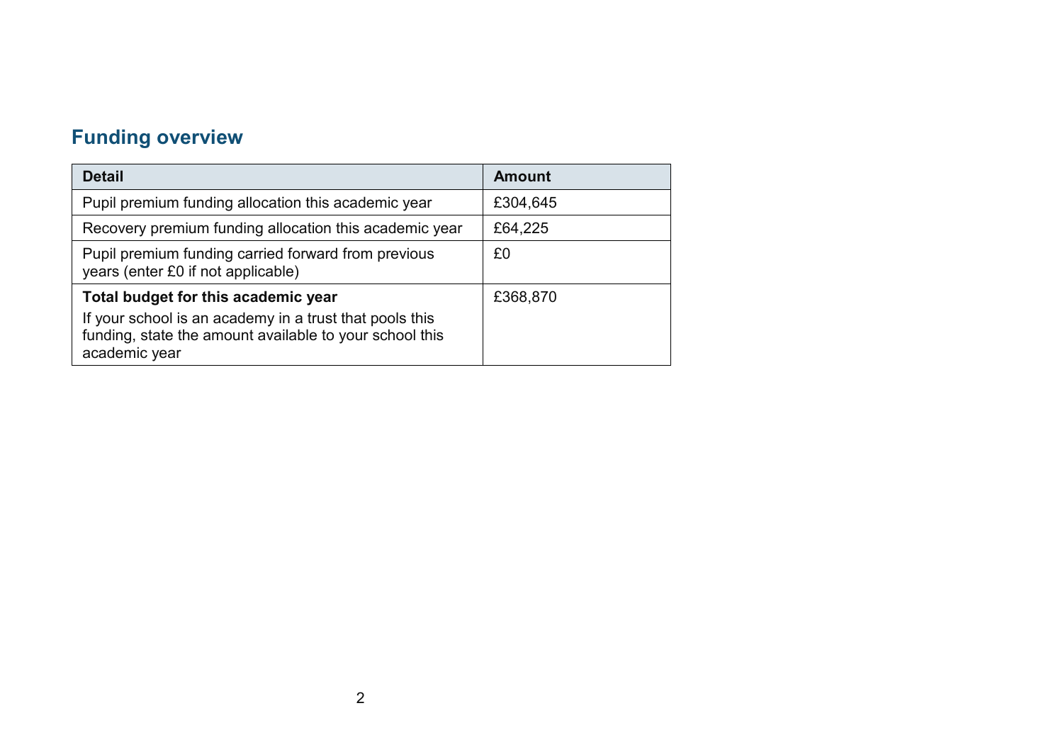## Funding overview

| Detail | Amount |
|---|---|
| Pupil premium funding allocation this academic year | £304,645 |
| Recovery premium funding allocation this academic year | £64,225 |
| Pupil premium funding carried forward from previous years (enter £0 if not applicable) | £0 |
| **Total budget for this academic year**<br>If your school is an academy in a trust that pools this funding, state the amount available to your school this academic year | £368,870 |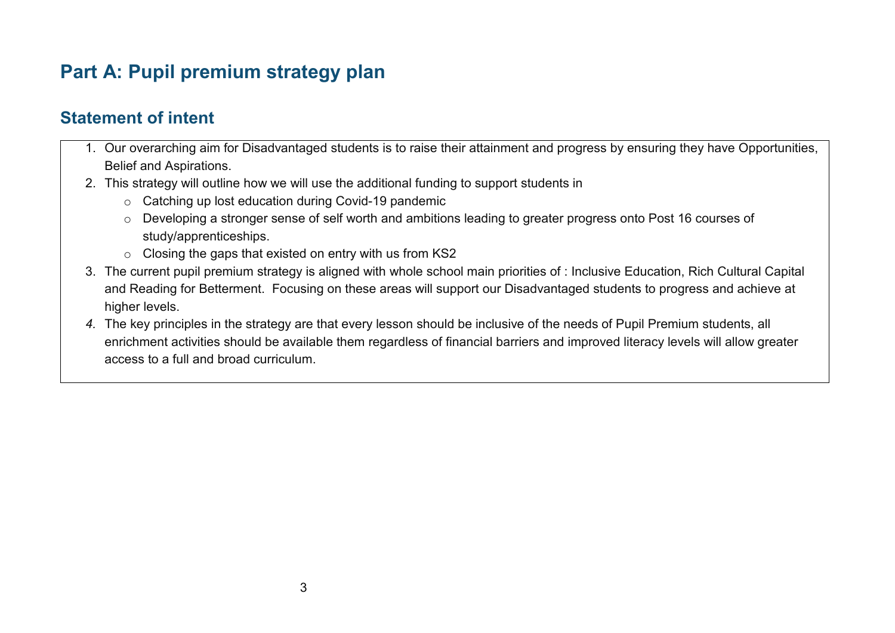# Part A: Pupil premium strategy plan

## Statement of intent

1. Our overarching aim for Disadvantaged students is to raise their attainment and progress by ensuring they have Opportunities, Belief and Aspirations.
2. This strategy will outline how we will use the additional funding to support students in
   - Catching up lost education during Covid-19 pandemic
   - Developing a stronger sense of self worth and ambitions leading to greater progress onto Post 16 courses of study/apprenticeships.
   - Closing the gaps that existed on entry with us from KS2
3. The current pupil premium strategy is aligned with whole school main priorities of : Inclusive Education, Rich Cultural Capital and Reading for Betterment. Focusing on these areas will support our Disadvantaged students to progress and achieve at higher levels.
4. The key principles in the strategy are that every lesson should be inclusive of the needs of Pupil Premium students, all enrichment activities should be available them regardless of financial barriers and improved literacy levels will allow greater access to a full and broad curriculum.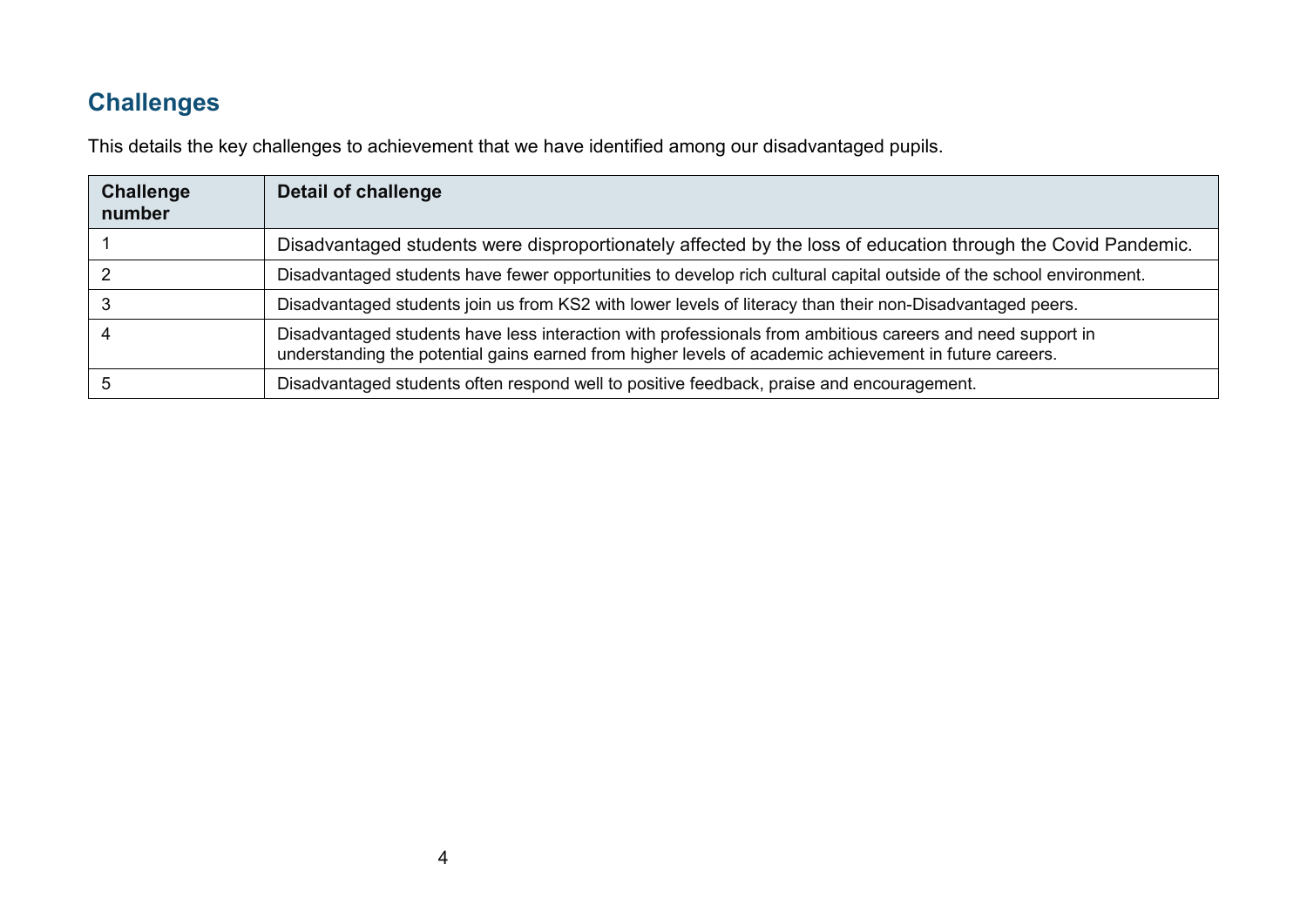## Challenges

This details the key challenges to achievement that we have identified among our disadvantaged pupils.

| Challenge number | Detail of challenge |
|---|---|
| 1 | Disadvantaged students were disproportionately affected by the loss of education through the Covid Pandemic. |
| 2 | Disadvantaged students have fewer opportunities to develop rich cultural capital outside of the school environment. |
| 3 | Disadvantaged students join us from KS2 with lower levels of literacy than their non-Disadvantaged peers. |
| 4 | Disadvantaged students have less interaction with professionals from ambitious careers and need support in understanding the potential gains earned from higher levels of academic achievement in future careers. |
| 5 | Disadvantaged students often respond well to positive feedback, praise and encouragement. |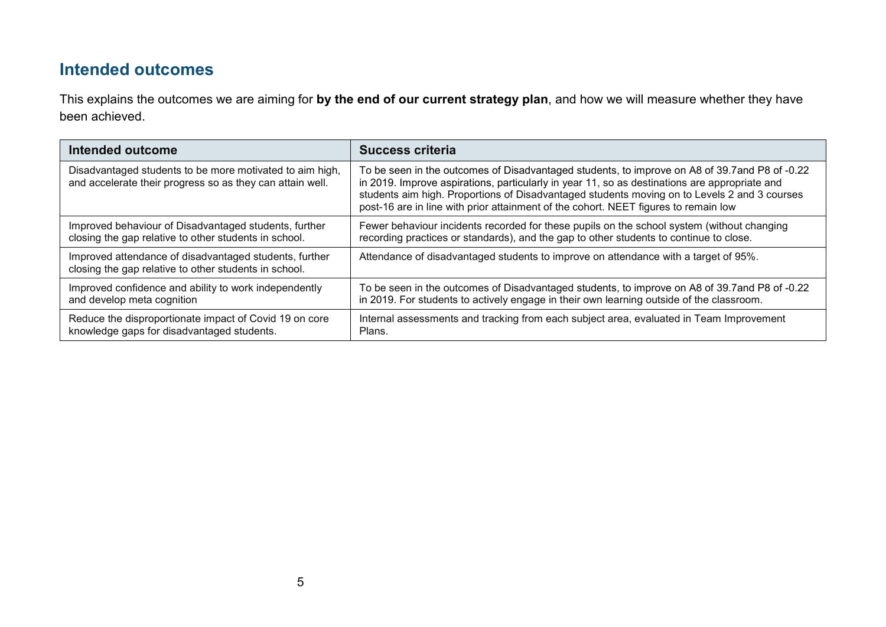## Intended outcomes

This explains the outcomes we are aiming for **by the end of our current strategy plan**, and how we will measure whether they have been achieved.

| Intended outcome | Success criteria |
| --- | --- |
| Disadvantaged students to be more motivated to aim high, and accelerate their progress so as they can attain well. | To be seen in the outcomes of Disadvantaged students, to improve on A8 of 39.7and P8 of -0.22 in 2019. Improve aspirations, particularly in year 11, so as destinations are appropriate and students aim high. Proportions of Disadvantaged students moving on to Levels 2 and 3 courses post-16 are in line with prior attainment of the cohort. NEET figures to remain low |
| Improved behaviour of Disadvantaged students, further closing the gap relative to other students in school. | Fewer behaviour incidents recorded for these pupils on the school system (without changing recording practices or standards), and the gap to other students to continue to close. |
| Improved attendance of disadvantaged students, further closing the gap relative to other students in school. | Attendance of disadvantaged students to improve on attendance with a target of 95%. |
| Improved confidence and ability to work independently and develop meta cognition | To be seen in the outcomes of Disadvantaged students, to improve on A8 of 39.7and P8 of -0.22 in 2019. For students to actively engage in their own learning outside of the classroom. |
| Reduce the disproportionate impact of Covid 19 on core knowledge gaps for disadvantaged students. | Internal assessments and tracking from each subject area, evaluated in Team Improvement Plans. |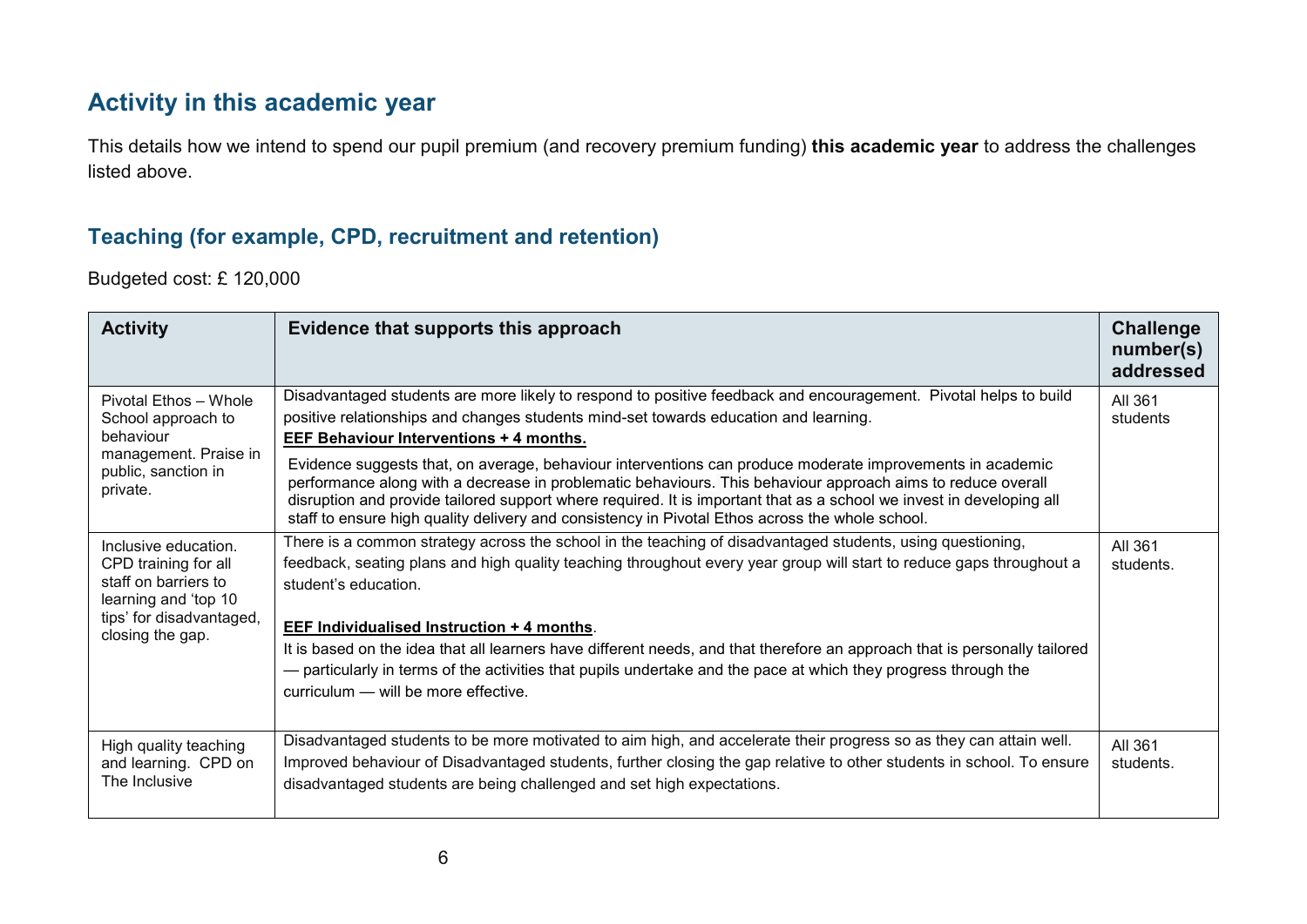## Activity in this academic year

This details how we intend to spend our pupil premium (and recovery premium funding) **this academic year** to address the challenges listed above.

### Teaching (for example, CPD, recruitment and retention)

Budgeted cost: £ 120,000

| Activity | Evidence that supports this approach | Challenge number(s) addressed |
|---|---|---|
| Pivotal Ethos – Whole School approach to behaviour management. Praise in public, sanction in private. | Disadvantaged students are more likely to respond to positive feedback and encouragement. Pivotal helps to build positive relationships and changes students mind-set towards education and learning.<br>**EEF Behaviour Interventions + 4 months.**<br>Evidence suggests that, on average, behaviour interventions can produce moderate improvements in academic performance along with a decrease in problematic behaviours. This behaviour approach aims to reduce overall disruption and provide tailored support where required. It is important that as a school we invest in developing all staff to ensure high quality delivery and consistency in Pivotal Ethos across the whole school. | All 361 students |
| Inclusive education. CPD training for all staff on barriers to learning and 'top 10 tips' for disadvantaged, closing the gap. | There is a common strategy across the school in the teaching of disadvantaged students, using questioning, feedback, seating plans and high quality teaching throughout every year group will start to reduce gaps throughout a student's education.<br>**EEF Individualised Instruction + 4 months**.<br>It is based on the idea that all learners have different needs, and that therefore an approach that is personally tailored — particularly in terms of the activities that pupils undertake and the pace at which they progress through the curriculum — will be more effective. | All 361 students. |
| High quality teaching and learning. CPD on The Inclusive | Disadvantaged students to be more motivated to aim high, and accelerate their progress so as they can attain well. Improved behaviour of Disadvantaged students, further closing the gap relative to other students in school. To ensure disadvantaged students are being challenged and set high expectations. | All 361 students. |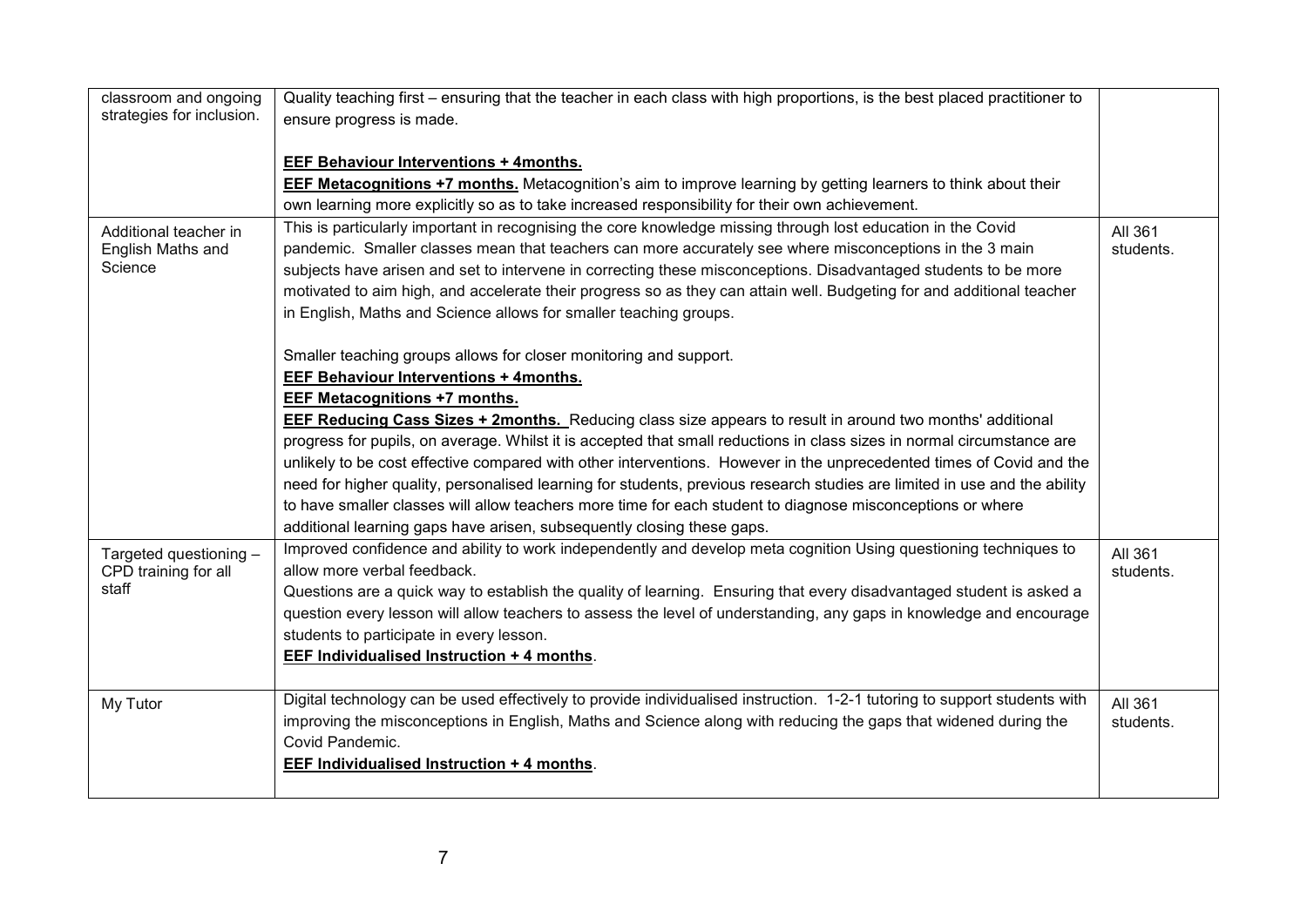| | | |
|---|---|---|
| classroom and ongoing strategies for inclusion. | Quality teaching first – ensuring that the teacher in each class with high proportions, is the best placed practitioner to ensure progress is made.<br><br>**EEF Behaviour Interventions + 4months.**<br>**EEF Metacognitions +7 months.** Metacognition's aim to improve learning by getting learners to think about their own learning more explicitly so as to take increased responsibility for their own achievement. | |
| Additional teacher in English Maths and Science | This is particularly important in recognising the core knowledge missing through lost education in the Covid pandemic. Smaller classes mean that teachers can more accurately see where misconceptions in the 3 main subjects have arisen and set to intervene in correcting these misconceptions. Disadvantaged students to be more motivated to aim high, and accelerate their progress so as they can attain well. Budgeting for and additional teacher in English, Maths and Science allows for smaller teaching groups.<br><br>Smaller teaching groups allows for closer monitoring and support.<br>**EEF Behaviour Interventions + 4months.**<br>**EEF Metacognitions +7 months.**<br>**EEF Reducing Cass Sizes + 2months.** Reducing class size appears to result in around two months' additional progress for pupils, on average. Whilst it is accepted that small reductions in class sizes in normal circumstance are unlikely to be cost effective compared with other interventions. However in the unprecedented times of Covid and the need for higher quality, personalised learning for students, previous research studies are limited in use and the ability to have smaller classes will allow teachers more time for each student to diagnose misconceptions or where additional learning gaps have arisen, subsequently closing these gaps. | All 361 students. |
| Targeted questioning – CPD training for all staff | Improved confidence and ability to work independently and develop meta cognition Using questioning techniques to allow more verbal feedback.<br>Questions are a quick way to establish the quality of learning. Ensuring that every disadvantaged student is asked a question every lesson will allow teachers to assess the level of understanding, any gaps in knowledge and encourage students to participate in every lesson.<br>**EEF Individualised Instruction + 4 months**. | All 361 students. |
| My Tutor | Digital technology can be used effectively to provide individualised instruction. 1-2-1 tutoring to support students with improving the misconceptions in English, Maths and Science along with reducing the gaps that widened during the Covid Pandemic.<br>**EEF Individualised Instruction + 4 months**. | All 361 students. |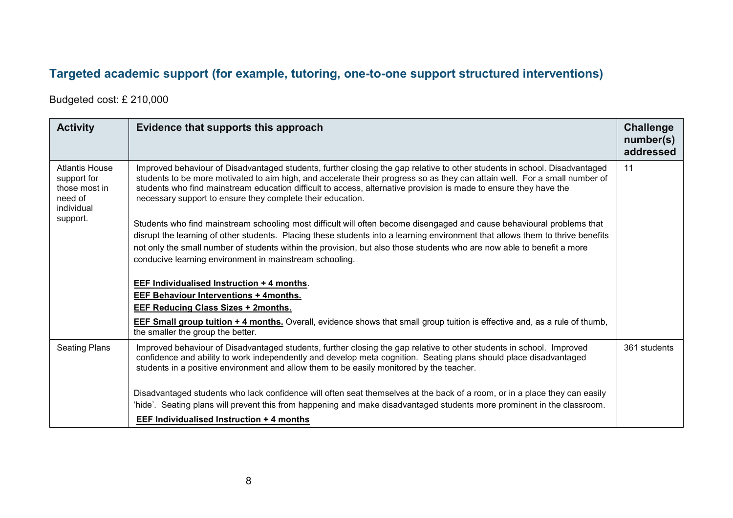## Targeted academic support (for example, tutoring, one-to-one support structured interventions)

Budgeted cost: £ 210,000

| Activity | Evidence that supports this approach | Challenge number(s) addressed |
|---|---|---|
| Atlantis House support for those most in need of individual support. | Improved behaviour of Disadvantaged students, further closing the gap relative to other students in school. Disadvantaged students to be more motivated to aim high, and accelerate their progress so as they can attain well. For a small number of students who find mainstream education difficult to access, alternative provision is made to ensure they have the necessary support to ensure they complete their education.<br><br>Students who find mainstream schooling most difficult will often become disengaged and cause behavioural problems that disrupt the learning of other students. Placing these students into a learning environment that allows them to thrive benefits not only the small number of students within the provision, but also those students who are now able to benefit a more conducive learning environment in mainstream schooling.<br><br>**EEF Individualised Instruction + 4 months**.<br>**EEF Behaviour Interventions + 4months.**<br>**EEF Reducing Class Sizes + 2months.**<br>**EEF Small group tuition + 4 months.** Overall, evidence shows that small group tuition is effective and, as a rule of thumb, the smaller the group the better. | 11 |
| Seating Plans | Improved behaviour of Disadvantaged students, further closing the gap relative to other students in school. Improved confidence and ability to work independently and develop meta cognition. Seating plans should place disadvantaged students in a positive environment and allow them to be easily monitored by the teacher.<br><br>Disadvantaged students who lack confidence will often seat themselves at the back of a room, or in a place they can easily 'hide'. Seating plans will prevent this from happening and make disadvantaged students more prominent in the classroom.<br>**EEF Individualised Instruction + 4 months** | 361 students |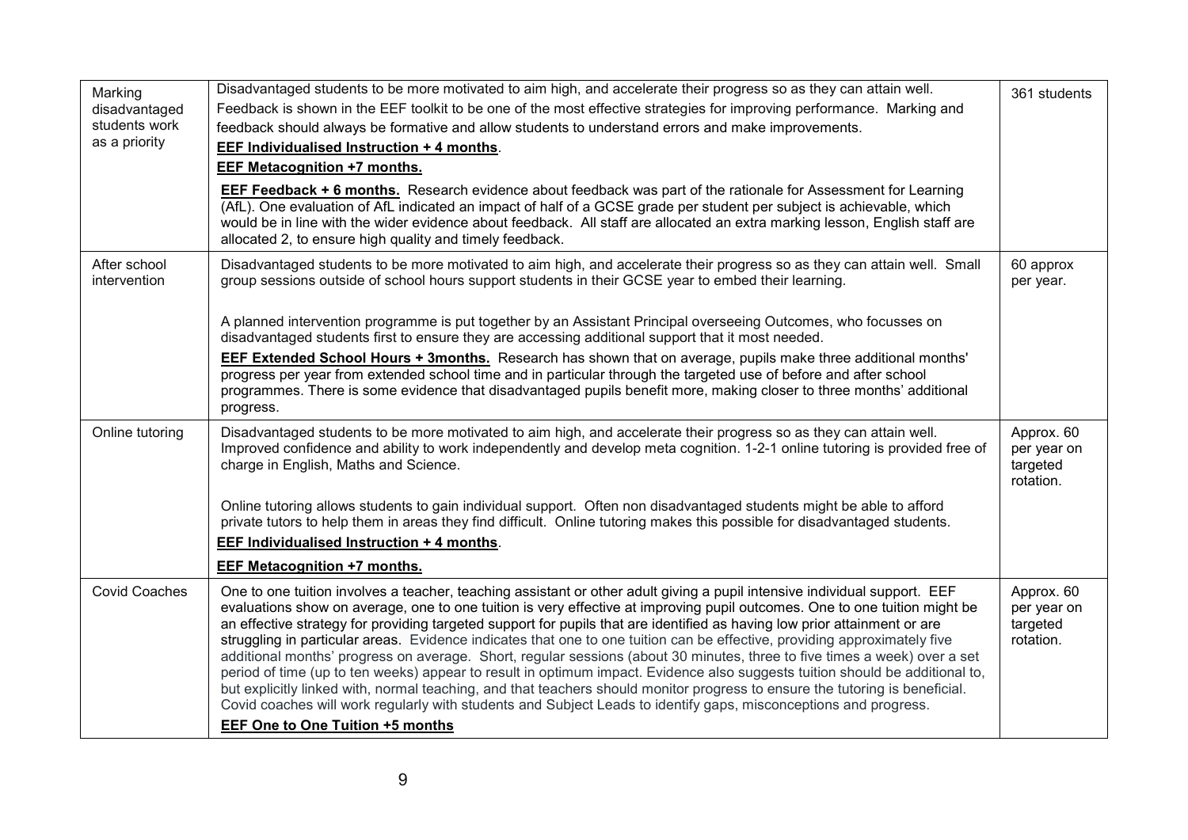| | | |
|---|---|---|
| Marking disadvantaged students work as a priority | Disadvantaged students to be more motivated to aim high, and accelerate their progress so as they can attain well.<br>Feedback is shown in the EEF toolkit to be one of the most effective strategies for improving performance. Marking and feedback should always be formative and allow students to understand errors and make improvements.<br>**EEF Individualised Instruction + 4 months**.<br>**EEF Metacognition +7 months.**<br>**EEF Feedback + 6 months.** Research evidence about feedback was part of the rationale for Assessment for Learning (AfL). One evaluation of AfL indicated an impact of half of a GCSE grade per student per subject is achievable, which would be in line with the wider evidence about feedback. All staff are allocated an extra marking lesson, English staff are allocated 2, to ensure high quality and timely feedback. | 361 students |
| After school intervention | Disadvantaged students to be more motivated to aim high, and accelerate their progress so as they can attain well. Small group sessions outside of school hours support students in their GCSE year to embed their learning.<br><br>A planned intervention programme is put together by an Assistant Principal overseeing Outcomes, who focusses on disadvantaged students first to ensure they are accessing additional support that it most needed.<br>**EEF Extended School Hours + 3months.** Research has shown that on average, pupils make three additional months' progress per year from extended school time and in particular through the targeted use of before and after school programmes. There is some evidence that disadvantaged pupils benefit more, making closer to three months' additional progress. | 60 approx per year. |
| Online tutoring | Disadvantaged students to be more motivated to aim high, and accelerate their progress so as they can attain well. Improved confidence and ability to work independently and develop meta cognition. 1-2-1 online tutoring is provided free of charge in English, Maths and Science.<br><br>Online tutoring allows students to gain individual support. Often non disadvantaged students might be able to afford private tutors to help them in areas they find difficult. Online tutoring makes this possible for disadvantaged students.<br>**EEF Individualised Instruction + 4 months**.<br>**EEF Metacognition +7 months.** | Approx. 60 per year on targeted rotation. |
| Covid Coaches | One to one tuition involves a teacher, teaching assistant or other adult giving a pupil intensive individual support. EEF evaluations show on average, one to one tuition is very effective at improving pupil outcomes. One to one tuition might be an effective strategy for providing targeted support for pupils that are identified as having low prior attainment or are struggling in particular areas. Evidence indicates that one to one tuition can be effective, providing approximately five additional months' progress on average. Short, regular sessions (about 30 minutes, three to five times a week) over a set period of time (up to ten weeks) appear to result in optimum impact. Evidence also suggests tuition should be additional to, but explicitly linked with, normal teaching, and that teachers should monitor progress to ensure the tutoring is beneficial. Covid coaches will work regularly with students and Subject Leads to identify gaps, misconceptions and progress.<br>**EEF One to One Tuition +5 months** | Approx. 60 per year on targeted rotation. |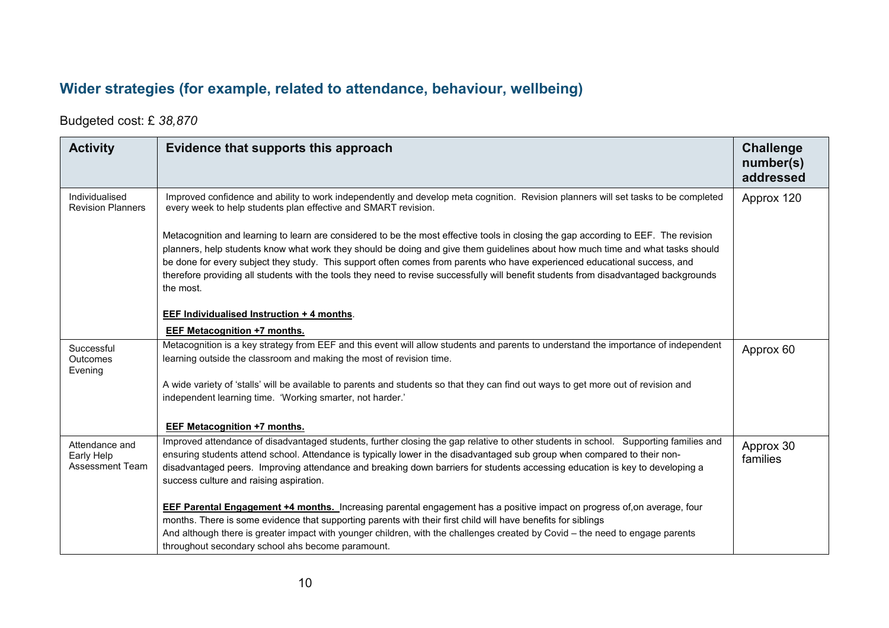## Wider strategies (for example, related to attendance, behaviour, wellbeing)

Budgeted cost: £ *38,870*

| Activity | Evidence that supports this approach | Challenge number(s) addressed |
|---|---|---|
| Individualised Revision Planners | Improved confidence and ability to work independently and develop meta cognition. Revision planners will set tasks to be completed every week to help students plan effective and SMART revision.<br><br>Metacognition and learning to learn are considered to be the most effective tools in closing the gap according to EEF. The revision planners, help students know what work they should be doing and give them guidelines about how much time and what tasks should be done for every subject they study. This support often comes from parents who have experienced educational success, and therefore providing all students with the tools they need to revise successfully will benefit students from disadvantaged backgrounds the most.<br><br>**EEF Individualised Instruction + 4 months**.<br>**EEF Metacognition +7 months.** | Approx 120 |
| Successful Outcomes Evening | Metacognition is a key strategy from EEF and this event will allow students and parents to understand the importance of independent learning outside the classroom and making the most of revision time.<br><br>A wide variety of 'stalls' will be available to parents and students so that they can find out ways to get more out of revision and independent learning time. 'Working smarter, not harder.'<br><br>**EEF Metacognition +7 months.** | Approx 60 |
| Attendance and Early Help Assessment Team | Improved attendance of disadvantaged students, further closing the gap relative to other students in school. Supporting families and ensuring students attend school. Attendance is typically lower in the disadvantaged sub group when compared to their non-disadvantaged peers. Improving attendance and breaking down barriers for students accessing education is key to developing a success culture and raising aspiration.<br><br>**EEF Parental Engagement +4 months.** Increasing parental engagement has a positive impact on progress of,on average, four months. There is some evidence that supporting parents with their first child will have benefits for siblings<br>And although there is greater impact with younger children, with the challenges created by Covid – the need to engage parents throughout secondary school ahs become paramount. | Approx 30 families |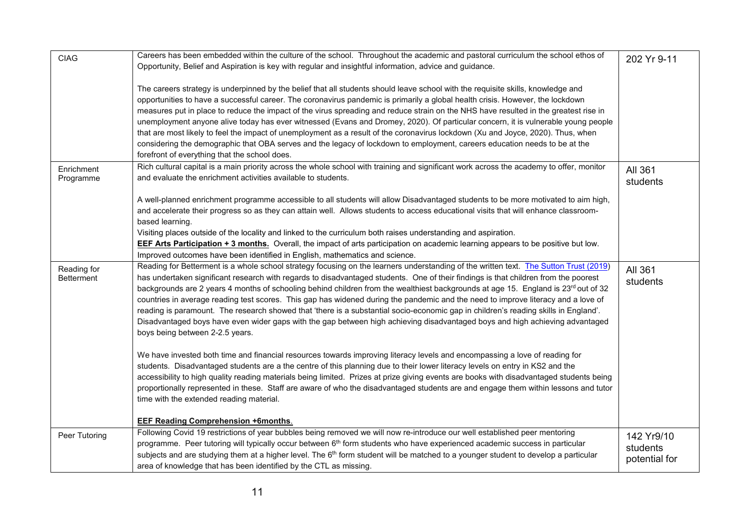| | | |
|---|---|---|
| CIAG | Careers has been embedded within the culture of the school. Throughout the academic and pastoral curriculum the school ethos of Opportunity, Belief and Aspiration is key with regular and insightful information, advice and guidance.<br><br>The careers strategy is underpinned by the belief that all students should leave school with the requisite skills, knowledge and opportunities to have a successful career. The coronavirus pandemic is primarily a global health crisis. However, the lockdown measures put in place to reduce the impact of the virus spreading and reduce strain on the NHS have resulted in the greatest rise in unemployment anyone alive today has ever witnessed (Evans and Dromey, 2020). Of particular concern, it is vulnerable young people that are most likely to feel the impact of unemployment as a result of the coronavirus lockdown (Xu and Joyce, 2020). Thus, when considering the demographic that OBA serves and the legacy of lockdown to employment, careers education needs to be at the forefront of everything that the school does. | 202 Yr 9-11 |
| Enrichment Programme | Rich cultural capital is a main priority across the whole school with training and significant work across the academy to offer, monitor and evaluate the enrichment activities available to students.<br><br>A well-planned enrichment programme accessible to all students will allow Disadvantaged students to be more motivated to aim high, and accelerate their progress so as they can attain well. Allows students to access educational visits that will enhance classroom-based learning.<br>Visiting places outside of the locality and linked to the curriculum both raises understanding and aspiration.<br>**EEF Arts Participation + 3 months.** Overall, the impact of arts participation on academic learning appears to be positive but low. Improved outcomes have been identified in English, mathematics and science. | All 361 students |
| Reading for Betterment | Reading for Betterment is a whole school strategy focusing on the learners understanding of the written text. The Sutton Trust (2019) has undertaken significant research with regards to disadvantaged students. One of their findings is that children from the poorest backgrounds are 2 years 4 months of schooling behind children from the wealthiest backgrounds at age 15. England is 23rd out of 32 countries in average reading test scores. This gap has widened during the pandemic and the need to improve literacy and a love of reading is paramount. The research showed that 'there is a substantial socio-economic gap in children's reading skills in England'. Disadvantaged boys have even wider gaps with the gap between high achieving disadvantaged boys and high achieving advantaged boys being between 2-2.5 years.<br><br>We have invested both time and financial resources towards improving literacy levels and encompassing a love of reading for students. Disadvantaged students are a the centre of this planning due to their lower literacy levels on entry in KS2 and the accessibility to high quality reading materials being limited. Prizes at prize giving events are books with disadvantaged students being proportionally represented in these. Staff are aware of who the disadvantaged students are and engage them within lessons and tutor time with the extended reading material.<br><br>**EEF Reading Comprehension +6months**. | All 361 students |
| Peer Tutoring | Following Covid 19 restrictions of year bubbles being removed we will now re-introduce our well established peer mentoring programme. Peer tutoring will typically occur between 6th form students who have experienced academic success in particular subjects and are studying them at a higher level. The 6th form student will be matched to a younger student to develop a particular area of knowledge that has been identified by the CTL as missing. | 142 Yr9/10 students potential for |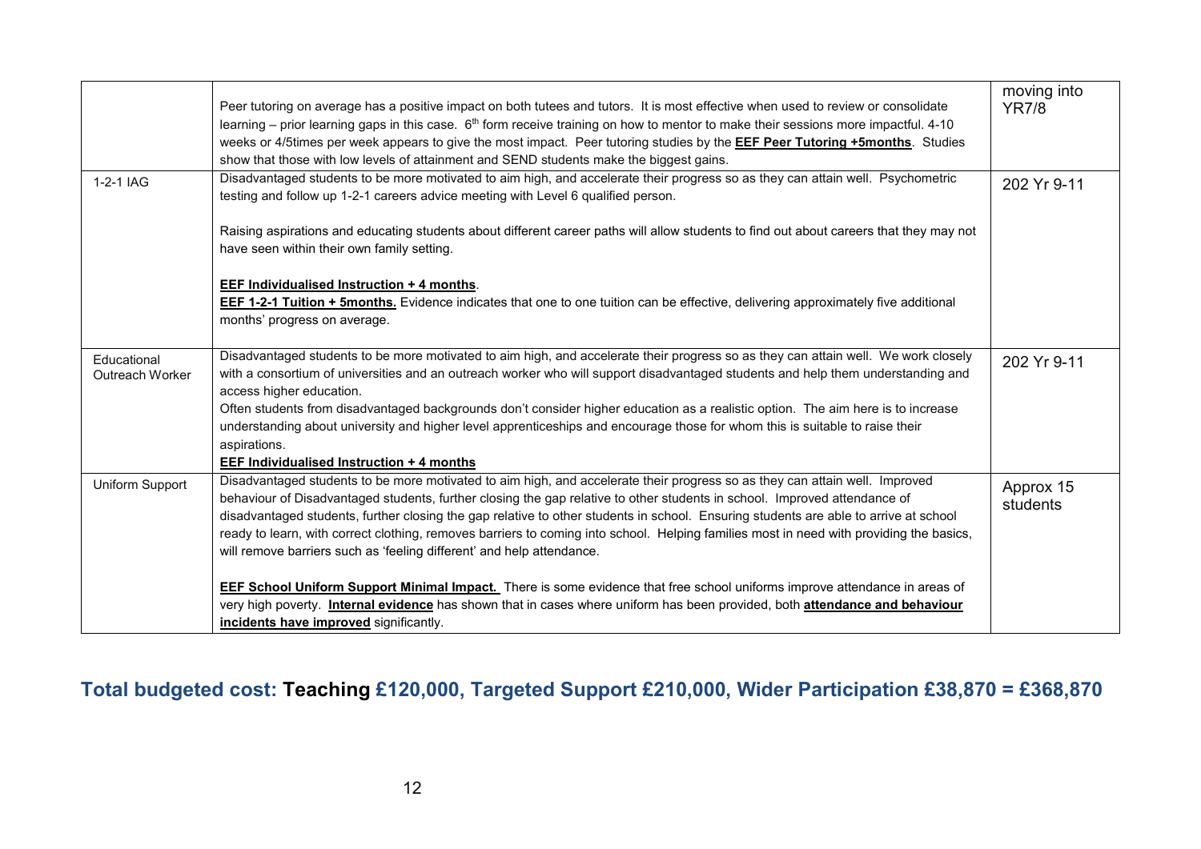| | | |
|---|---|---|
| | Peer tutoring on average has a positive impact on both tutees and tutors. It is most effective when used to review or consolidate learning – prior learning gaps in this case. 6th form receive training on how to mentor to make their sessions more impactful. 4-10 weeks or 4/5times per week appears to give the most impact. Peer tutoring studies by the **EEF Peer Tutoring +5months**. Studies show that those with low levels of attainment and SEND students make the biggest gains. | moving into YR7/8 |
| 1-2-1 IAG | Disadvantaged students to be more motivated to aim high, and accelerate their progress so as they can attain well. Psychometric testing and follow up 1-2-1 careers advice meeting with Level 6 qualified person.<br><br>Raising aspirations and educating students about different career paths will allow students to find out about careers that they may not have seen within their own family setting.<br><br>**EEF Individualised Instruction + 4 months**.<br>**EEF 1-2-1 Tuition + 5months.** Evidence indicates that one to one tuition can be effective, delivering approximately five additional months' progress on average. | 202 Yr 9-11 |
| Educational Outreach Worker | Disadvantaged students to be more motivated to aim high, and accelerate their progress so as they can attain well. We work closely with a consortium of universities and an outreach worker who will support disadvantaged students and help them understanding and access higher education.<br>Often students from disadvantaged backgrounds don't consider higher education as a realistic option. The aim here is to increase understanding about university and higher level apprenticeships and encourage those for whom this is suitable to raise their aspirations.<br>**EEF Individualised Instruction + 4 months** | 202 Yr 9-11 |
| Uniform Support | Disadvantaged students to be more motivated to aim high, and accelerate their progress so as they can attain well. Improved behaviour of Disadvantaged students, further closing the gap relative to other students in school. Improved attendance of disadvantaged students, further closing the gap relative to other students in school. Ensuring students are able to arrive at school ready to learn, with correct clothing, removes barriers to coming into school. Helping families most in need with providing the basics, will remove barriers such as 'feeling different' and help attendance.<br><br>**EEF School Uniform Support Minimal Impact.** There is some evidence that free school uniforms improve attendance in areas of very high poverty. **Internal evidence** has shown that in cases where uniform has been provided, both **attendance and behaviour incidents have improved** significantly. | Approx 15 students |

**Total budgeted cost: Teaching £120,000, Targeted Support £210,000, Wider Participation £38,870 = £368,870**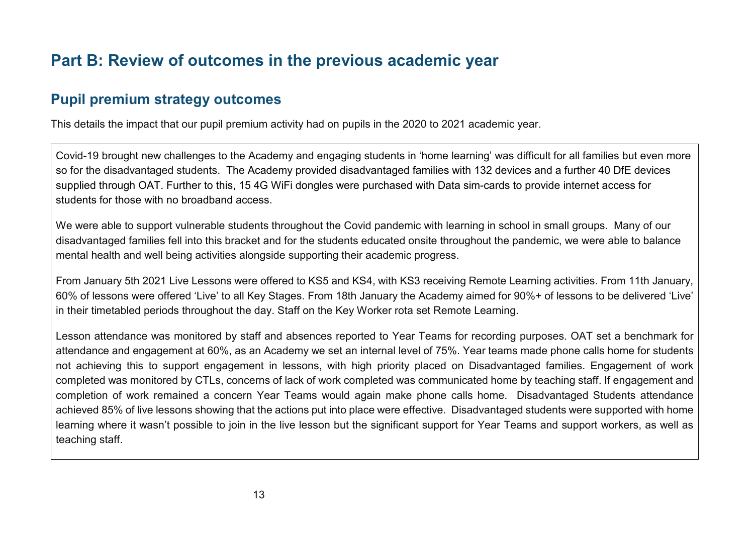# Part B: Review of outcomes in the previous academic year

## Pupil premium strategy outcomes

This details the impact that our pupil premium activity had on pupils in the 2020 to 2021 academic year.

Covid-19 brought new challenges to the Academy and engaging students in 'home learning' was difficult for all families but even more so for the disadvantaged students. The Academy provided disadvantaged families with 132 devices and a further 40 DfE devices supplied through OAT. Further to this, 15 4G WiFi dongles were purchased with Data sim-cards to provide internet access for students for those with no broadband access.

We were able to support vulnerable students throughout the Covid pandemic with learning in school in small groups. Many of our disadvantaged families fell into this bracket and for the students educated onsite throughout the pandemic, we were able to balance mental health and well being activities alongside supporting their academic progress.

From January 5th 2021 Live Lessons were offered to KS5 and KS4, with KS3 receiving Remote Learning activities. From 11th January, 60% of lessons were offered 'Live' to all Key Stages. From 18th January the Academy aimed for 90%+ of lessons to be delivered 'Live' in their timetabled periods throughout the day. Staff on the Key Worker rota set Remote Learning.

Lesson attendance was monitored by staff and absences reported to Year Teams for recording purposes. OAT set a benchmark for attendance and engagement at 60%, as an Academy we set an internal level of 75%. Year teams made phone calls home for students not achieving this to support engagement in lessons, with high priority placed on Disadvantaged families. Engagement of work completed was monitored by CTLs, concerns of lack of work completed was communicated home by teaching staff. If engagement and completion of work remained a concern Year Teams would again make phone calls home. Disadvantaged Students attendance achieved 85% of live lessons showing that the actions put into place were effective. Disadvantaged students were supported with home learning where it wasn't possible to join in the live lesson but the significant support for Year Teams and support workers, as well as teaching staff.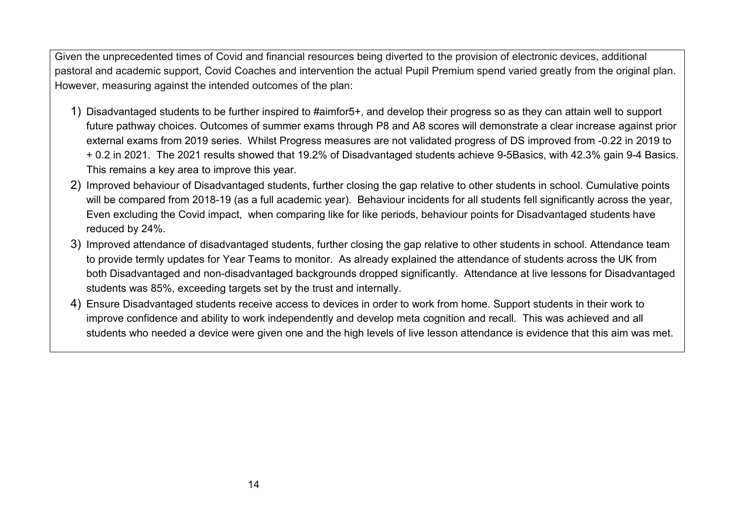Given the unprecedented times of Covid and financial resources being diverted to the provision of electronic devices, additional pastoral and academic support, Covid Coaches and intervention the actual Pupil Premium spend varied greatly from the original plan. However, measuring against the intended outcomes of the plan:

1) Disadvantaged students to be further inspired to #aimfor5+, and develop their progress so as they can attain well to support future pathway choices. Outcomes of summer exams through P8 and A8 scores will demonstrate a clear increase against prior external exams from 2019 series. Whilst Progress measures are not validated progress of DS improved from -0.22 in 2019 to + 0.2 in 2021. The 2021 results showed that 19.2% of Disadvantaged students achieve 9-5Basics, with 42.3% gain 9-4 Basics. This remains a key area to improve this year.
2) Improved behaviour of Disadvantaged students, further closing the gap relative to other students in school. Cumulative points will be compared from 2018-19 (as a full academic year). Behaviour incidents for all students fell significantly across the year, Even excluding the Covid impact, when comparing like for like periods, behaviour points for Disadvantaged students have reduced by 24%.
3) Improved attendance of disadvantaged students, further closing the gap relative to other students in school. Attendance team to provide termly updates for Year Teams to monitor. As already explained the attendance of students across the UK from both Disadvantaged and non-disadvantaged backgrounds dropped significantly. Attendance at live lessons for Disadvantaged students was 85%, exceeding targets set by the trust and internally.
4) Ensure Disadvantaged students receive access to devices in order to work from home. Support students in their work to improve confidence and ability to work independently and develop meta cognition and recall. This was achieved and all students who needed a device were given one and the high levels of live lesson attendance is evidence that this aim was met.